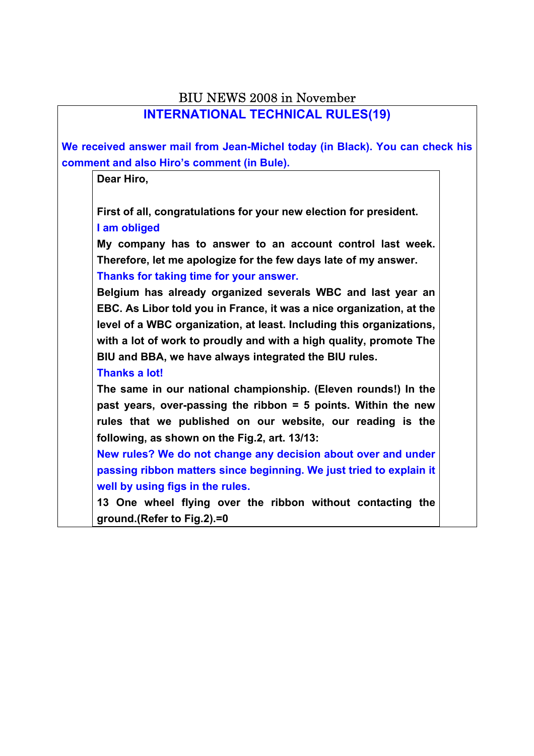BIU NEWS 2008 in November

# INTERNATIONAL TECHNICAL RULES(19)

**We received answer mail from Jean-Michel today (in Black). You can check his comment and also Hiro's comment (in Bule).**

**Dear Hiro,**

**First of all, congratulations for your new election for president.**

**I am obliged**

**My company has to answer to an account control last week. Therefore, let me apologize for the few days late of my answer.**

**Thanks for taking time for your answer.**

**Belgium has already organized severals WBC and last year an EBC. As Libor told you in France, it was a nice organization, at the level of a WBC organization, at least. Including this organizations, with a lot of work to proudly and with a high quality, promote The BIU and BBA, we have always integrated the BIU rules.**

**Thanks a lot!**

**The same in our national championship. (Eleven rounds!) In the past years, over-passing the ribbon = 5 points. Within the new rules that we published on our website, our reading is the following, as shown on the Fig.2, art. 13/13:**

**New rules? We do not change any decision about over and under passing ribbon matters since beginning. We just tried to explain it well by using figs in the rules.**

**13 One wheel flying over the ribbon without contacting the ground.(Refer to Fig.2).=0**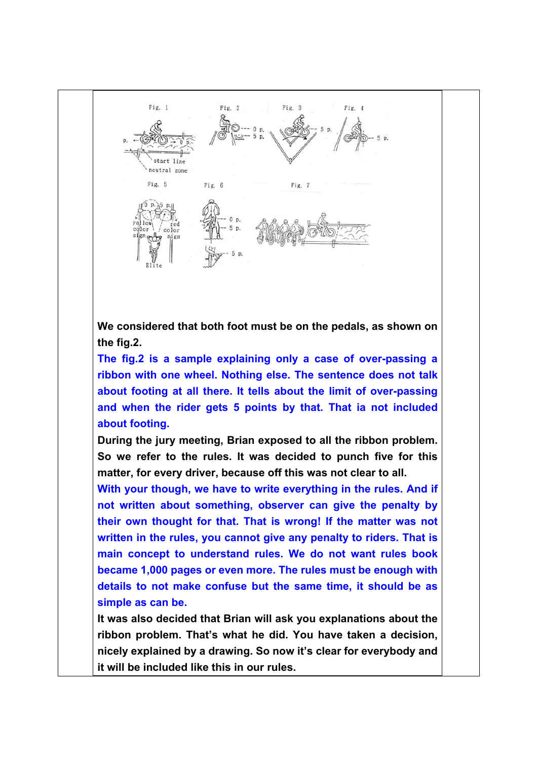**We considered that both foot must be on the pedals, as shown on the fig.2.**

**The fig.2 is a sample explaining only a case of over-passing a ribbon with one wheel. Nothing else. The sentence does not talk about footing at all there. It tells about the limit of over-passing and when the rider gets 5 points by that. That ia not included about footing.**

**During the jury meeting, Brian exposed to all the ribbon problem. So we refer to the rules. It was decided to punch five for this matter, for every driver, because off this was not clear to all.**

**With your though, we have to write everything in the rules. And if not written about something, observer can give the penalty by their own thought for that. That is wrong! If the matter was not written in the rules, you cannot give any penalty to riders. That is main concept to understand rules. We do not want rules book became 1,000 pages or even more. The rules must be enough with details to not make confuse but the same time, it should be as simple as can be.**

**It was also decided that Brian will ask you explanations about the ribbon problem. That's what he did. You have taken a decision, nicely explained by a drawing. So now it's clear for everybody and it will be included like this in our rules.**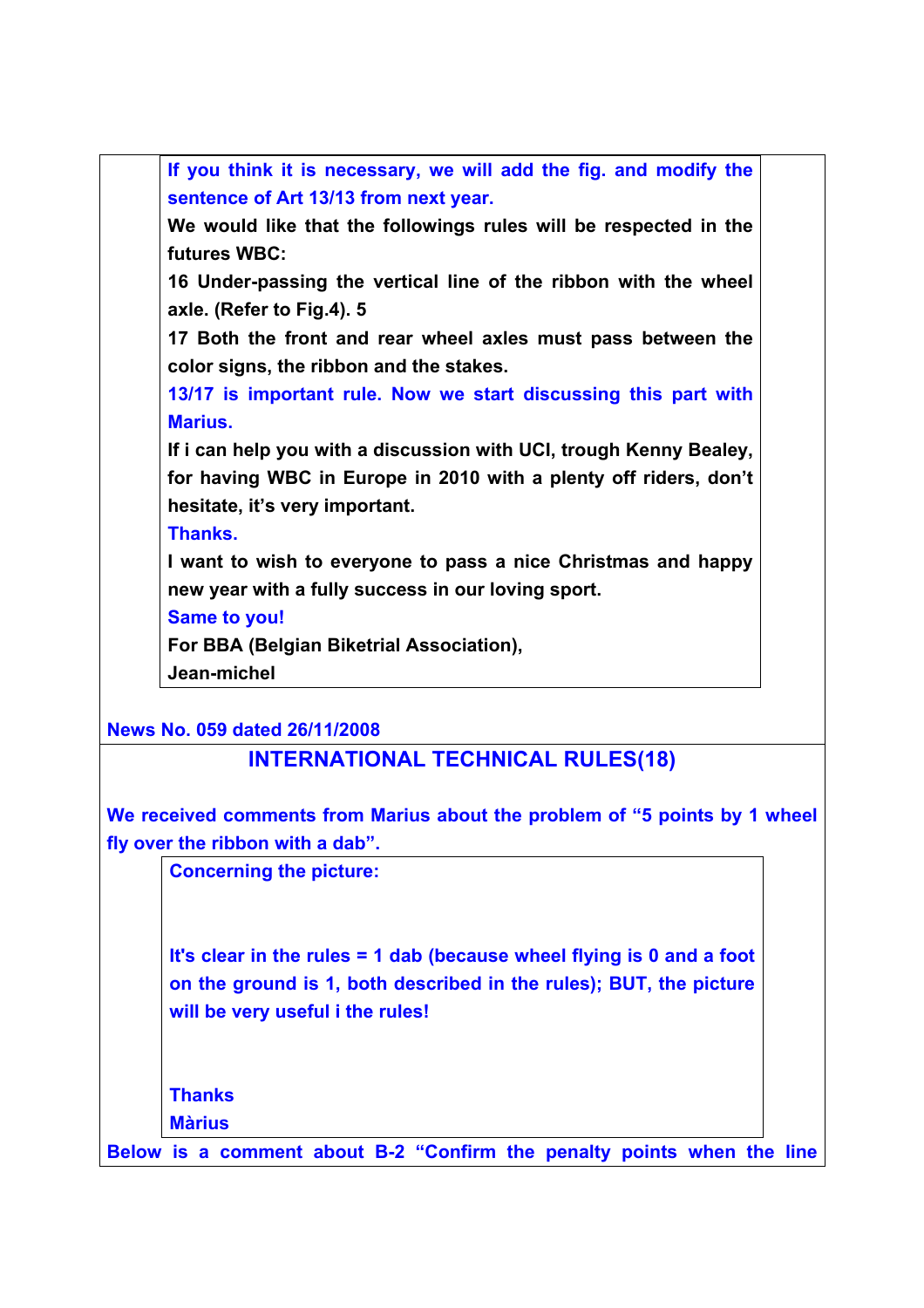If you think it is necessary, we will add the fig. and modify the sentence of Art 13/13 from next year.

**We would like that the followings rules will be respected in the futures WBC:**

**16 Under-passing the vertical line of the ribbon with the wheel axle. (Refer to Fig.4). 5**

**17 Both the front and rear wheel axles must pass between the color signs, the ribbon and the stakes.**

13/17 is important rule. Now we start discussing this part with Marius.

**If i can help you with a discussion with UCI, trough Kenny Bealey, for having WBC in Europe in 2010 with a plenty off riders, don't hesitate, it's very important.**

Thanks.

**I want to wish to everyone to pass a nice Christmas and happy new year with a fully success in our loving sport.**

Same to you!

**For BBA (Belgian Biketrial Association),**

**Jean-michel**

**News No. 059 dated 26/11/2008**

## INTERNATIONAL TECHNICAL RULES(18)

**We received comments from Marius about the problem of "5 points by 1 wheel fly over the ribbon with a dab".**

**Concerning the picture:**

**It's clear in the rules = 1 dab (because wheel flying is 0 and a foot on the ground is 1, both described in the rules); BUT, the picture will be very useful i the rules!**

**Thanks**

**Màrius**

**Below is a comment about B-2 "Confirm the penalty points when the line**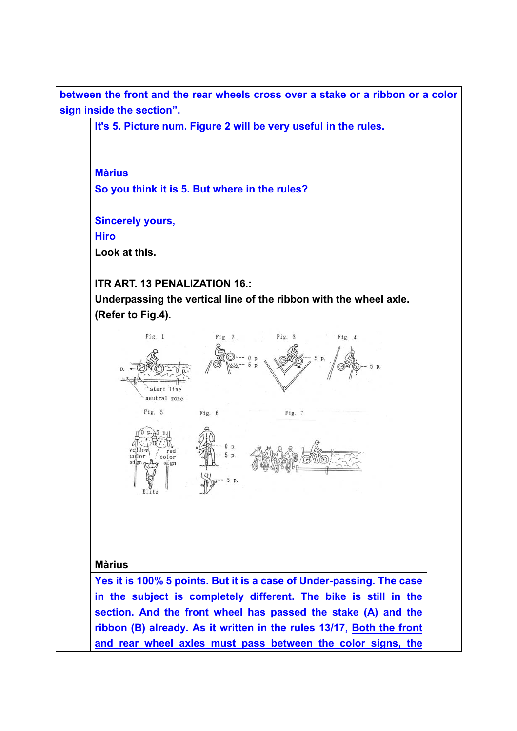**between the front and the rear wheels cross over a stake or a ribbon or a color sign inside the section".**

**It's 5. Picture num. Figure 2 will be very useful in the rules.**

**Màrius**

**So you think it is 5. But where in the rules?**

**Sincerely yours,**
**Hiro**

**Look at this.**

**ITR ART. 13 PENALIZATION 16.:**
**Underpassing the vertical line of the ribbon with the wheel axle. (Refer to Fig.4).**

Fig. 1 Fig. 2 Fig. 3 Fig. 4 Fig. 5 Fig. 6 Fig. 7

**Màrius**

**Yes it is 100% 5 points. But it is a case of Under-passing. The case in the subject is completely different. The bike is still in the section. And the front wheel has passed the stake (A) and the ribbon (B) already. As it written in the rules 13/17, <u>Both the front and rear wheel axles must pass between the color signs, the</u>**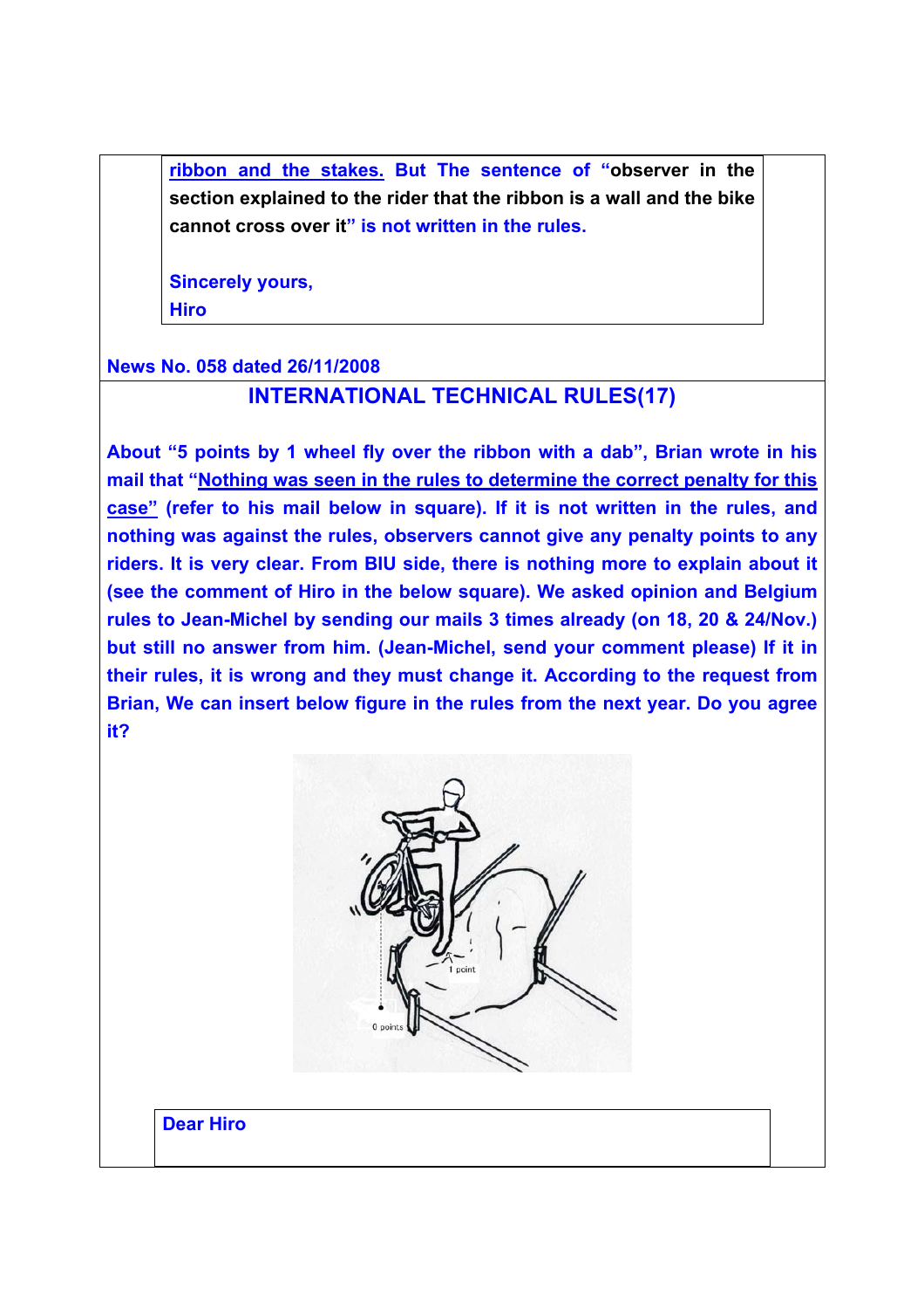<u>ribbon and the stakes.</u> But The sentence of "**observer in the section explained to the rider that the ribbon is a wall and the bike cannot cross over it**" is not written in the rules.

Sincerely yours,
Hiro

**News No. 058 dated 26/11/2008**

## INTERNATIONAL TECHNICAL RULES(17)

About "5 points by 1 wheel fly over the ribbon with a dab", Brian wrote in his mail that "<u>Nothing was seen in the rules to determine the correct penalty for this case</u>" (refer to his mail below in square). If it is not written in the rules, and nothing was against the rules, observers cannot give any penalty points to any riders. It is very clear. From BIU side, there is nothing more to explain about it (see the comment of Hiro in the below square). We asked opinion and Belgium rules to Jean-Michel by sending our mails 3 times already (on 18, 20 & 24/Nov.) but still no answer from him. (Jean-Michel, send your comment please) If it in their rules, it is wrong and they must change it. According to the request from Brian, We can insert below figure in the rules from the next year. Do you agree it?

Dear Hiro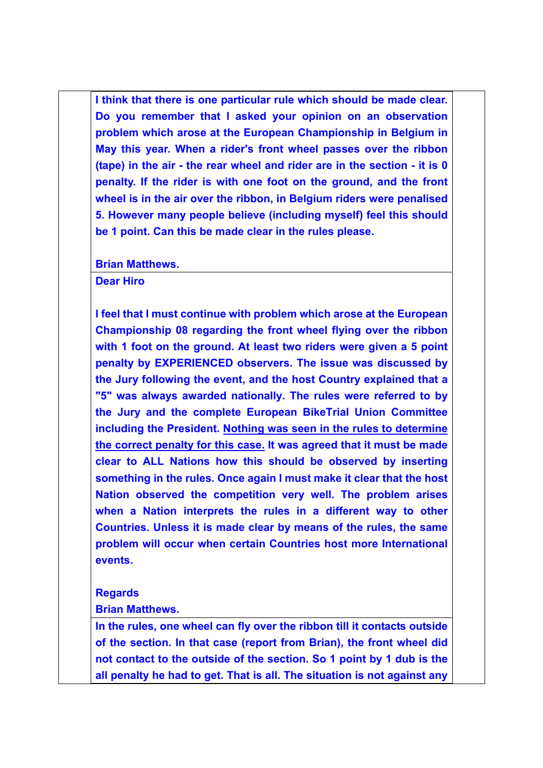| | | |
|---|---|---|
| | **I think that there is one particular rule which should be made clear. Do you remember that I asked your opinion on an observation problem which arose at the European Championship in Belgium in May this year. When a rider's front wheel passes over the ribbon (tape) in the air - the rear wheel and rider are in the section - it is 0 penalty. If the rider is with one foot on the ground, and the front wheel is in the air over the ribbon, in Belgium riders were penalised 5. However many people believe (including myself) feel this should be 1 point. Can this be made clear in the rules please.**<br><br>**Brian Matthews.** | |
| | **Dear Hiro**<br><br>**I feel that I must continue with problem which arose at the European Championship 08 regarding the front wheel flying over the ribbon with 1 foot on the ground. At least two riders were given a 5 point penalty by EXPERIENCED observers. The issue was discussed by the Jury following the event, and the host Country explained that a "5" was always awarded nationally. The rules were referred to by the Jury and the complete European BikeTrial Union Committee including the President. <u>Nothing was seen in the rules to determine the correct penalty for this case.</u> It was agreed that it must be made clear to ALL Nations how this should be observed by inserting something in the rules. Once again I must make it clear that the host Nation observed the competition very well. The problem arises when a Nation interprets the rules in a different way to other Countries. Unless it is made clear by means of the rules, the same problem will occur when certain Countries host more International events.**<br><br>**Regards**<br>**Brian Matthews.** | |
| | **In the rules, one wheel can fly over the ribbon till it contacts outside of the section. In that case (report from Brian), the front wheel did not contact to the outside of the section. So 1 point by 1 dub is the all penalty he had to get. That is all. The situation is not against any** | |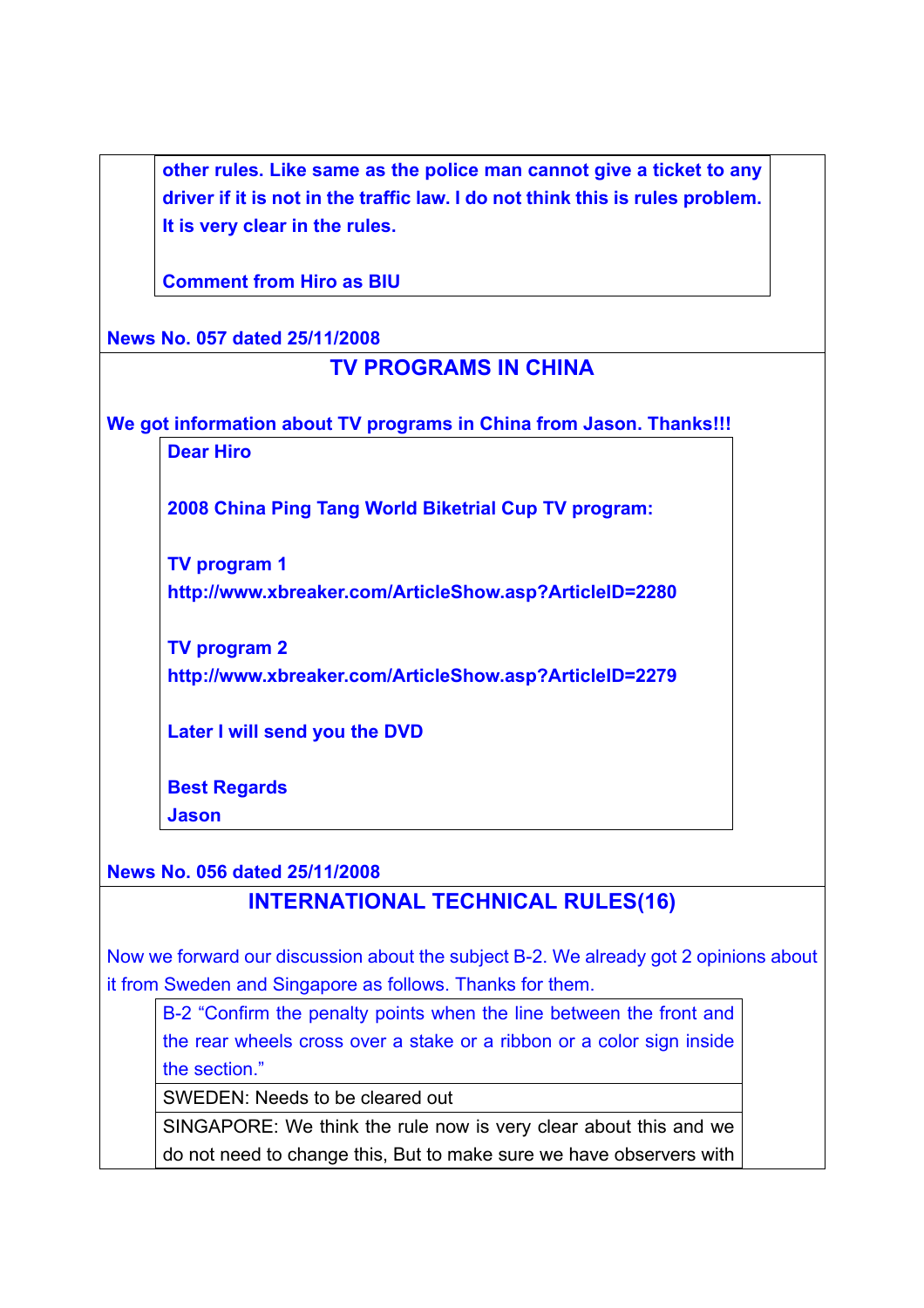**other rules. Like same as the police man cannot give a ticket to any driver if it is not in the traffic law. I do not think this is rules problem. It is very clear in the rules.**

**Comment from Hiro as BIU**

**News No. 057 dated 25/11/2008**

## TV PROGRAMS IN CHINA

**We got information about TV programs in China from Jason. Thanks!!!**

**Dear Hiro**

**2008 China Ping Tang World Biketrial Cup TV program:**

**TV program 1**
**http://www.xbreaker.com/ArticleShow.asp?ArticleID=2280**

**TV program 2**
**http://www.xbreaker.com/ArticleShow.asp?ArticleID=2279**

**Later I will send you the DVD**

**Best Regards**
**Jason**

**News No. 056 dated 25/11/2008**

## INTERNATIONAL TECHNICAL RULES(16)

Now we forward our discussion about the subject B-2. We already got 2 opinions about it from Sweden and Singapore as follows. Thanks for them.

| B-2 “Confirm the penalty points when the line between the front and the rear wheels cross over a stake or a ribbon or a color sign inside the section.” |
|---|
| SWEDEN: Needs to be cleared out |
| SINGAPORE: We think the rule now is very clear about this and we do not need to change this, But to make sure we have observers with |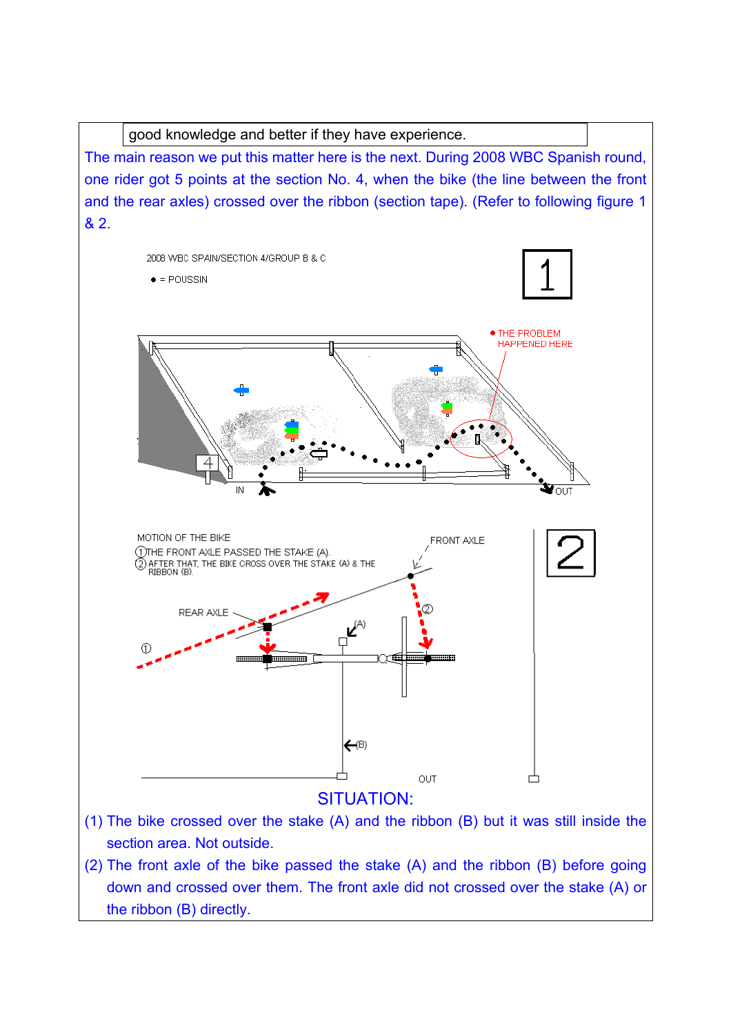| good knowledge and better if they have experience. |
|---|

The main reason we put this matter here is the next. During 2008 WBC Spanish round, one rider got 5 points at the section No. 4, when the bike (the line between the front and the rear axles) crossed over the ribbon (section tape). (Refer to following figure 1 & 2.

2008 WBC SPAIN/SECTION 4/GROUP B & C

● = POUSSIN

1

THE PROBLEM HAPPENED HERE

IN

OUT

MOTION OF THE BIKE

① THE FRONT AXLE PASSED THE STAKE (A).

② AFTER THAT, THE BIKE CROSS OVER THE STAKE (A) & THE RIBBON (B).

FRONT AXLE

REAR AXLE

(A)

(B)

OUT

2

## SITUATION:

(1) The bike crossed over the stake (A) and the ribbon (B) but it was still inside the section area. Not outside.

(2) The front axle of the bike passed the stake (A) and the ribbon (B) before going down and crossed over them. The front axle did not crossed over the stake (A) or the ribbon (B) directly.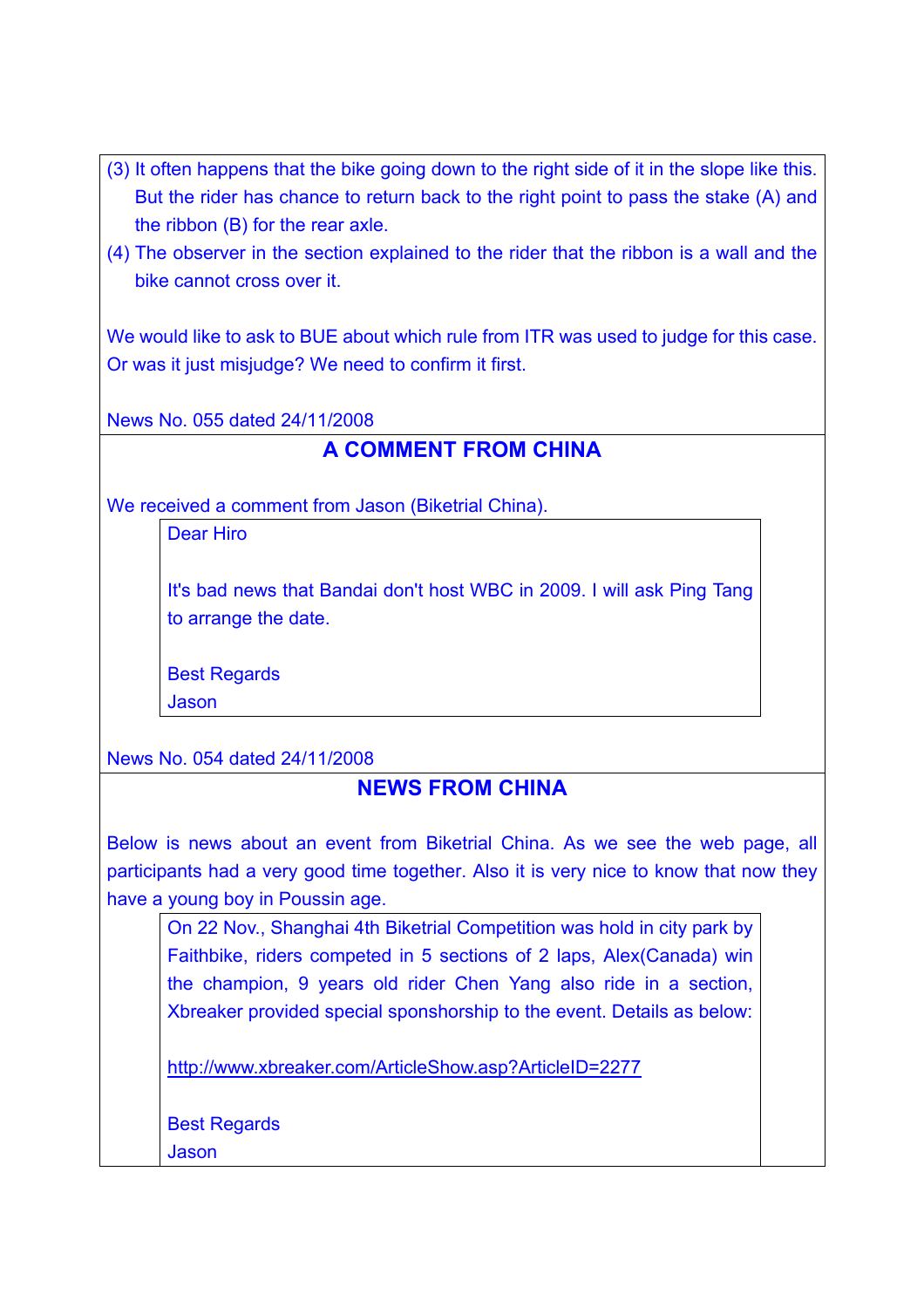(3) It often happens that the bike going down to the right side of it in the slope like this. But the rider has chance to return back to the right point to pass the stake (A) and the ribbon (B) for the rear axle.

(4) The observer in the section explained to the rider that the ribbon is a wall and the bike cannot cross over it.

We would like to ask to BUE about which rule from ITR was used to judge for this case. Or was it just misjudge? We need to confirm it first.

News No. 055 dated 24/11/2008

## A COMMENT FROM CHINA

We received a comment from Jason (Biketrial China).

> Dear Hiro
>
> It's bad news that Bandai don't host WBC in 2009. I will ask Ping Tang to arrange the date.
>
> Best Regards
> Jason

News No. 054 dated 24/11/2008

## NEWS FROM CHINA

Below is news about an event from Biketrial China. As we see the web page, all participants had a very good time together. Also it is very nice to know that now they have a young boy in Poussin age.

> On 22 Nov., Shanghai 4th Biketrial Competition was hold in city park by Faithbike, riders competed in 5 sections of 2 laps, Alex(Canada) win the champion, 9 years old rider Chen Yang also ride in a section, Xbreaker provided special sponshorship to the event. Details as below:
>
> http://www.xbreaker.com/ArticleShow.asp?ArticleID=2277
>
> Best Regards
> Jason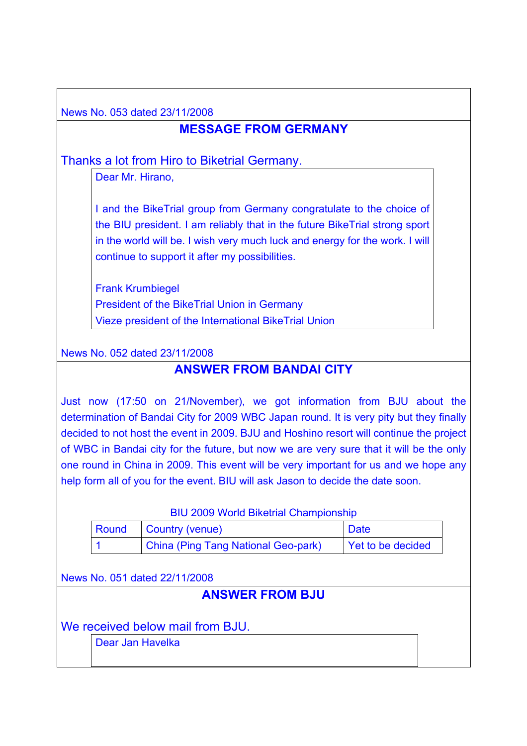News No. 053 dated 23/11/2008

## MESSAGE FROM GERMANY

Thanks a lot from Hiro to Biketrial Germany.

> Dear Mr. Hirano,
>
> I and the BikeTrial group from Germany congratulate to the choice of the BIU president. I am reliably that in the future BikeTrial strong sport in the world will be. I wish very much luck and energy for the work. I will continue to support it after my possibilities.
>
> Frank Krumbiegel
> President of the BikeTrial Union in Germany
> Vieze president of the International BikeTrial Union

News No. 052 dated 23/11/2008

## ANSWER FROM BANDAI CITY

Just now (17:50 on 21/November), we got information from BJU about the determination of Bandai City for 2009 WBC Japan round. It is very pity but they finally decided to not host the event in 2009. BJU and Hoshino resort will continue the project of WBC in Bandai city for the future, but now we are very sure that it will be the only one round in China in 2009. This event will be very important for us and we hope any help form all of you for the event. BIU will ask Jason to decide the date soon.

BIU 2009 World Biketrial Championship

| Round | Country (venue) | Date |
|---|---|---|
| 1 | China (Ping Tang National Geo-park) | Yet to be decided |

News No. 051 dated 22/11/2008

## ANSWER FROM BJU

We received below mail from BJU.

> Dear Jan Havelka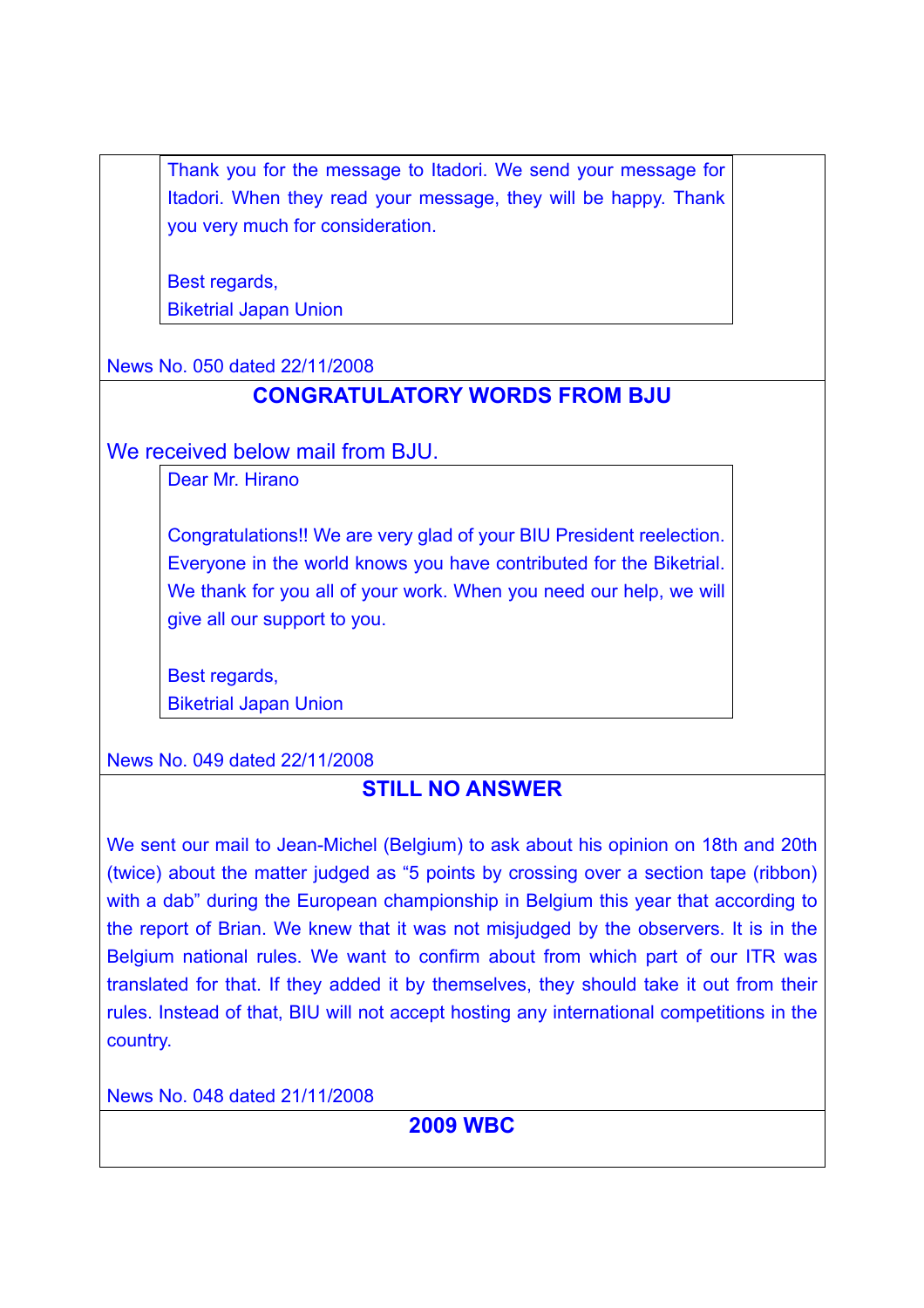Thank you for the message to Itadori. We send your message for Itadori. When they read your message, they will be happy. Thank you very much for consideration.

Best regards,
Biketrial Japan Union

News No. 050 dated 22/11/2008

## CONGRATULATORY WORDS FROM BJU

We received below mail from BJU.

Dear Mr. Hirano

Congratulations!! We are very glad of your BIU President reelection. Everyone in the world knows you have contributed for the Biketrial. We thank for you all of your work. When you need our help, we will give all our support to you.

Best regards,
Biketrial Japan Union

News No. 049 dated 22/11/2008

## STILL NO ANSWER

We sent our mail to Jean-Michel (Belgium) to ask about his opinion on 18th and 20th (twice) about the matter judged as "5 points by crossing over a section tape (ribbon) with a dab" during the European championship in Belgium this year that according to the report of Brian. We knew that it was not misjudged by the observers. It is in the Belgium national rules. We want to confirm about from which part of our ITR was translated for that. If they added it by themselves, they should take it out from their rules. Instead of that, BIU will not accept hosting any international competitions in the country.

News No. 048 dated 21/11/2008

## 2009 WBC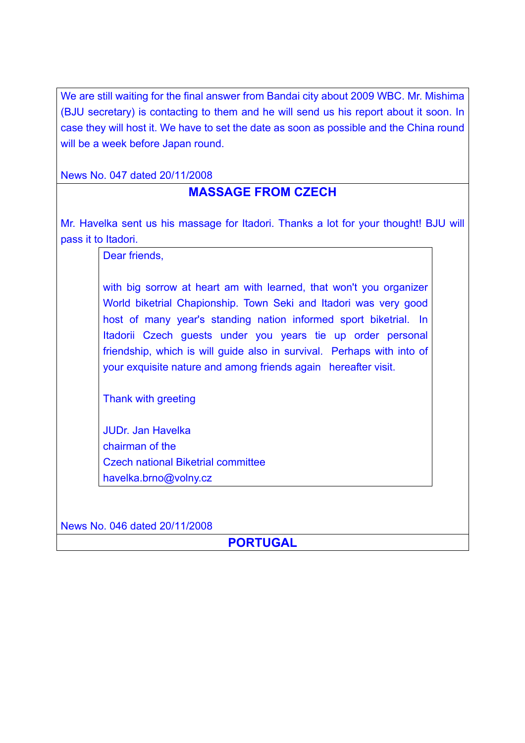We are still waiting for the final answer from Bandai city about 2009 WBC. Mr. Mishima (BJU secretary) is contacting to them and he will send us his report about it soon. In case they will host it. We have to set the date as soon as possible and the China round will be a week before Japan round.

News No. 047 dated 20/11/2008

## MASSAGE FROM CZECH

Mr. Havelka sent us his massage for Itadori. Thanks a lot for your thought! BJU will pass it to Itadori.

> Dear friends,
>
> with big sorrow at heart am with learned, that won't you organizer World biketrial Chapionship. Town Seki and Itadori was very good host of many year's standing nation informed sport biketrial. In Itadorii Czech guests under you years tie up order personal friendship, which is will guide also in survival. Perhaps with into of your exquisite nature and among friends again hereafter visit.
>
> Thank with greeting
>
> JUDr. Jan Havelka
> chairman of the
> Czech national Biketrial committee
> havelka.brno@volny.cz

News No. 046 dated 20/11/2008

## PORTUGAL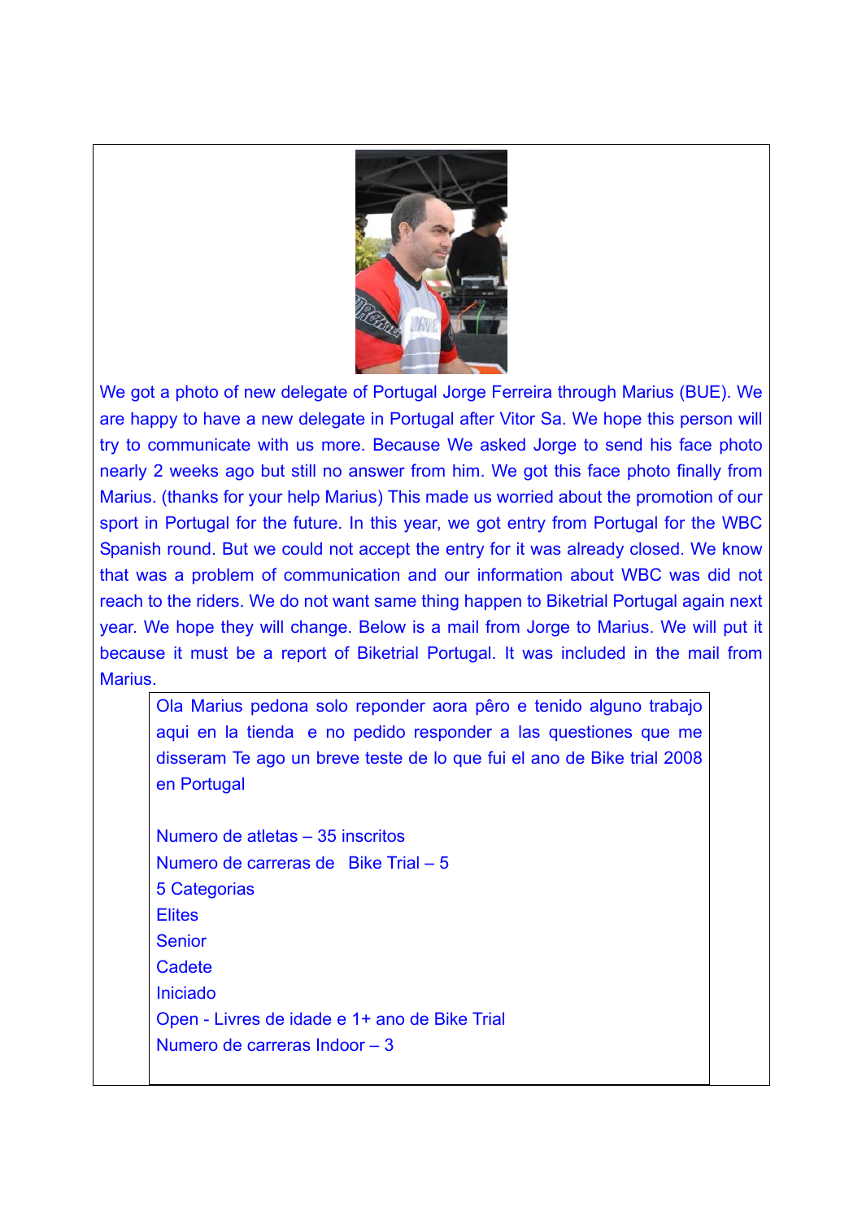We got a photo of new delegate of Portugal Jorge Ferreira through Marius (BUE). We are happy to have a new delegate in Portugal after Vitor Sa. We hope this person will try to communicate with us more. Because We asked Jorge to send his face photo nearly 2 weeks ago but still no answer from him. We got this face photo finally from Marius. (thanks for your help Marius) This made us worried about the promotion of our sport in Portugal for the future. In this year, we got entry from Portugal for the WBC Spanish round. But we could not accept the entry for it was already closed. We know that was a problem of communication and our information about WBC was did not reach to the riders. We do not want same thing happen to Biketrial Portugal again next year. We hope they will change. Below is a mail from Jorge to Marius. We will put it because it must be a report of Biketrial Portugal. It was included in the mail from Marius.

> Ola Marius pedona solo reponder aora pêro e tenido alguno trabajo aqui en la tienda e no pedido responder a las questiones que me disseram Te ago un breve teste de lo que fui el ano de Bike trial 2008 en Portugal
>
> Numero de atletas – 35 inscritos
> Numero de carreras de Bike Trial – 5
> 5 Categorias
> Elites
> Senior
> Cadete
> Iniciado
> Open - Livres de idade e 1+ ano de Bike Trial
> Numero de carreras Indoor – 3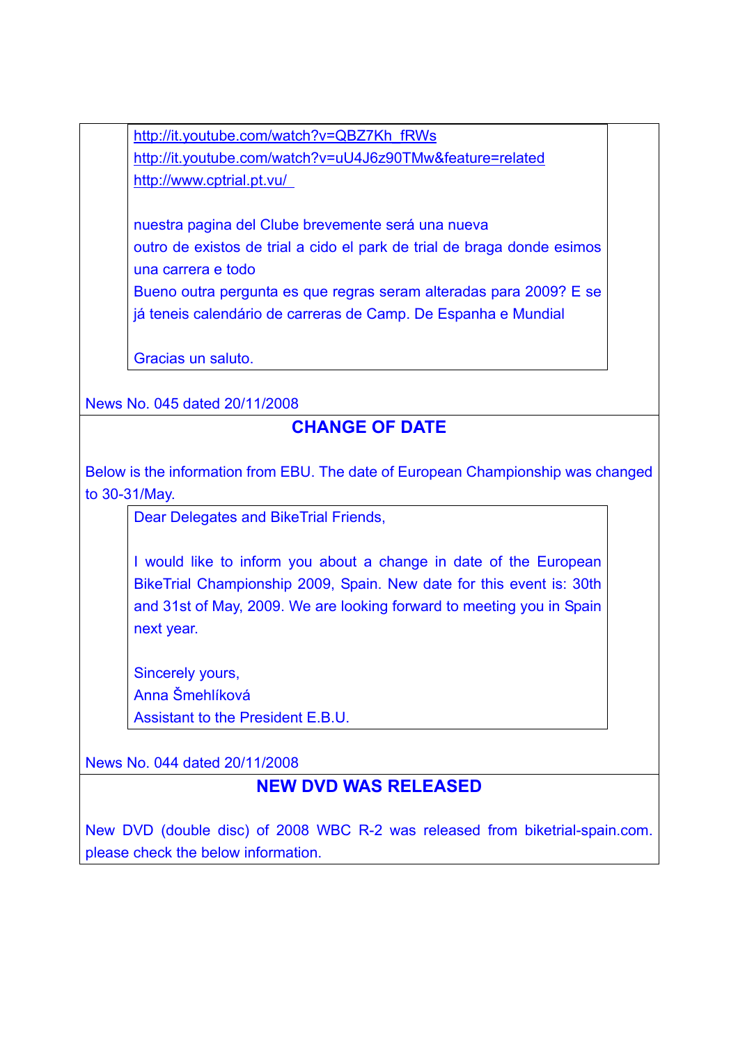http://it.youtube.com/watch?v=QBZ7Kh_fRWs
http://it.youtube.com/watch?v=uU4J6z90TMw&feature=related
http://www.cptrial.pt.vu/

nuestra pagina del Clube brevemente será una nueva
outro de existos de trial a cido el park de trial de braga donde esimos una carrera e todo
Bueno outra pergunta es que regras seram alteradas para 2009? E se já teneis calendário de carreras de Camp. De Espanha e Mundial

Gracias un saluto.

News No. 045 dated 20/11/2008

## CHANGE OF DATE

Below is the information from EBU. The date of European Championship was changed to 30-31/May.

> Dear Delegates and BikeTrial Friends,
>
> I would like to inform you about a change in date of the European BikeTrial Championship 2009, Spain. New date for this event is: 30th and 31st of May, 2009. We are looking forward to meeting you in Spain next year.
>
> Sincerely yours,
> Anna Šmehlíková
> Assistant to the President E.B.U.

News No. 044 dated 20/11/2008

## NEW DVD WAS RELEASED

New DVD (double disc) of 2008 WBC R-2 was released from biketrial-spain.com. please check the below information.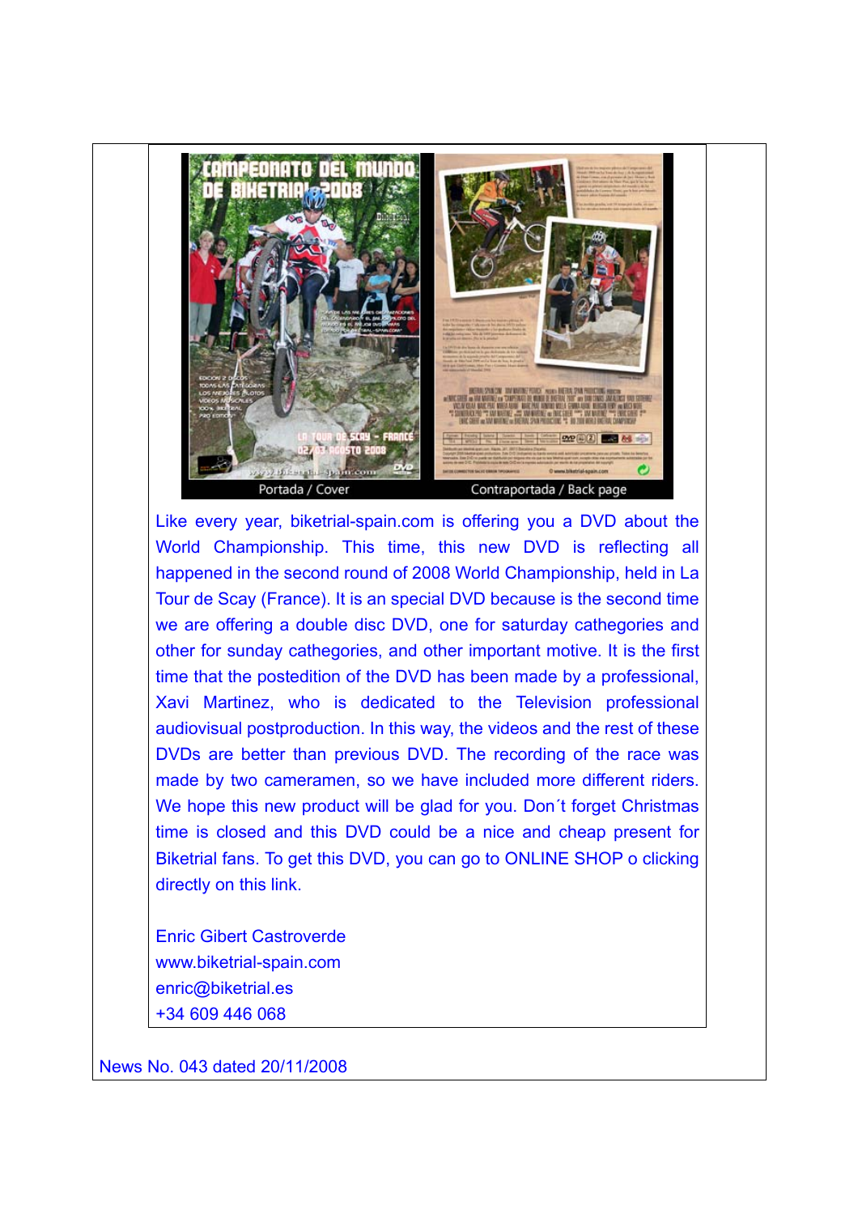Portada / Cover

Contraportada / Back page

Like every year, biketrial-spain.com is offering you a DVD about the World Championship. This time, this new DVD is reflecting all happened in the second round of 2008 World Championship, held in La Tour de Scay (France). It is an special DVD because is the second time we are offering a double disc DVD, one for saturday cathegories and other for sunday cathegories, and other important motive. It is the first time that the postedition of the DVD has been made by a professional, Xavi Martinez, who is dedicated to the Television professional audiovisual postproduction. In this way, the videos and the rest of these DVDs are better than previous DVD. The recording of the race was made by two cameramen, so we have included more different riders. We hope this new product will be glad for you. Don´t forget Christmas time is closed and this DVD could be a nice and cheap present for Biketrial fans. To get this DVD, you can go to ONLINE SHOP o clicking directly on this link.

Enric Gibert Castroverde
www.biketrial-spain.com
enric@biketrial.es
+34 609 446 068

News No. 043 dated 20/11/2008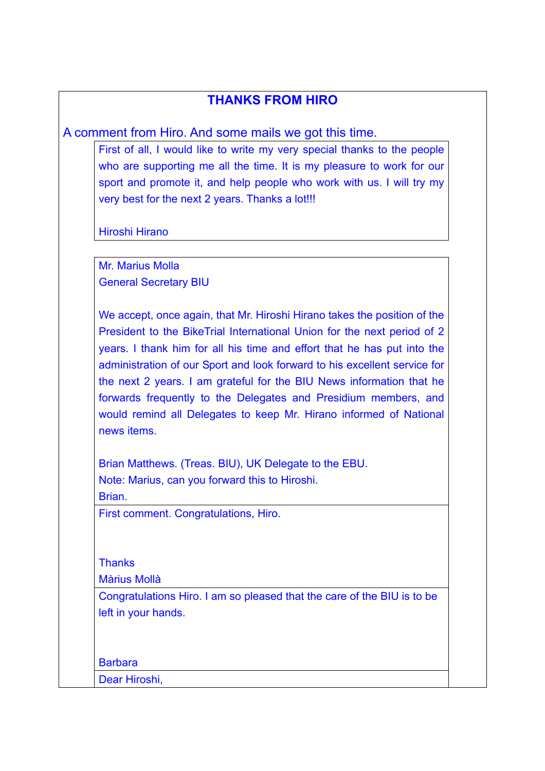## THANKS FROM HIRO

A comment from Hiro. And some mails we got this time.

First of all, I would like to write my very special thanks to the people who are supporting me all the time. It is my pleasure to work for our sport and promote it, and help people who work with us. I will try my very best for the next 2 years. Thanks a lot!!!

Hiroshi Hirano

---

Mr. Marius Molla
General Secretary BIU

We accept, once again, that Mr. Hiroshi Hirano takes the position of the President to the BikeTrial International Union for the next period of 2 years. I thank him for all his time and effort that he has put into the administration of our Sport and look forward to his excellent service for the next 2 years. I am grateful for the BIU News information that he forwards frequently to the Delegates and Presidium members, and would remind all Delegates to keep Mr. Hirano informed of National news items.

Brian Matthews. (Treas. BIU), UK Delegate to the EBU.
Note: Marius, can you forward this to Hiroshi.
Brian.

---

First comment. Congratulations, Hiro.

Thanks
Màrius Mollà

---

Congratulations Hiro. I am so pleased that the care of the BIU is to be left in your hands.

Barbara

---

Dear Hiroshi,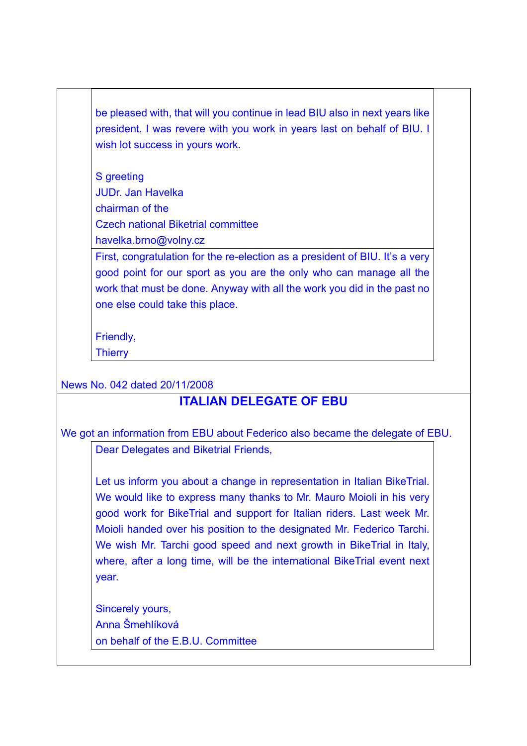be pleased with, that will you continue in lead BIU also in next years like president. I was revere with you work in years last on behalf of BIU. I wish lot success in yours work.

S greeting
JUDr. Jan Havelka
chairman of the
Czech national Biketrial committee
havelka.brno@volny.cz

First, congratulation for the re-election as a president of BIU. It's a very good point for our sport as you are the only who can manage all the work that must be done. Anyway with all the work you did in the past no one else could take this place.

Friendly,
Thierry

News No. 042 dated 20/11/2008

## ITALIAN DELEGATE OF EBU

We got an information from EBU about Federico also became the delegate of EBU.

Dear Delegates and Biketrial Friends,

Let us inform you about a change in representation in Italian BikeTrial. We would like to express many thanks to Mr. Mauro Moioli in his very good work for BikeTrial and support for Italian riders. Last week Mr. Moioli handed over his position to the designated Mr. Federico Tarchi. We wish Mr. Tarchi good speed and next growth in BikeTrial in Italy, where, after a long time, will be the international BikeTrial event next year.

Sincerely yours,
Anna Šmehlíková
on behalf of the E.B.U. Committee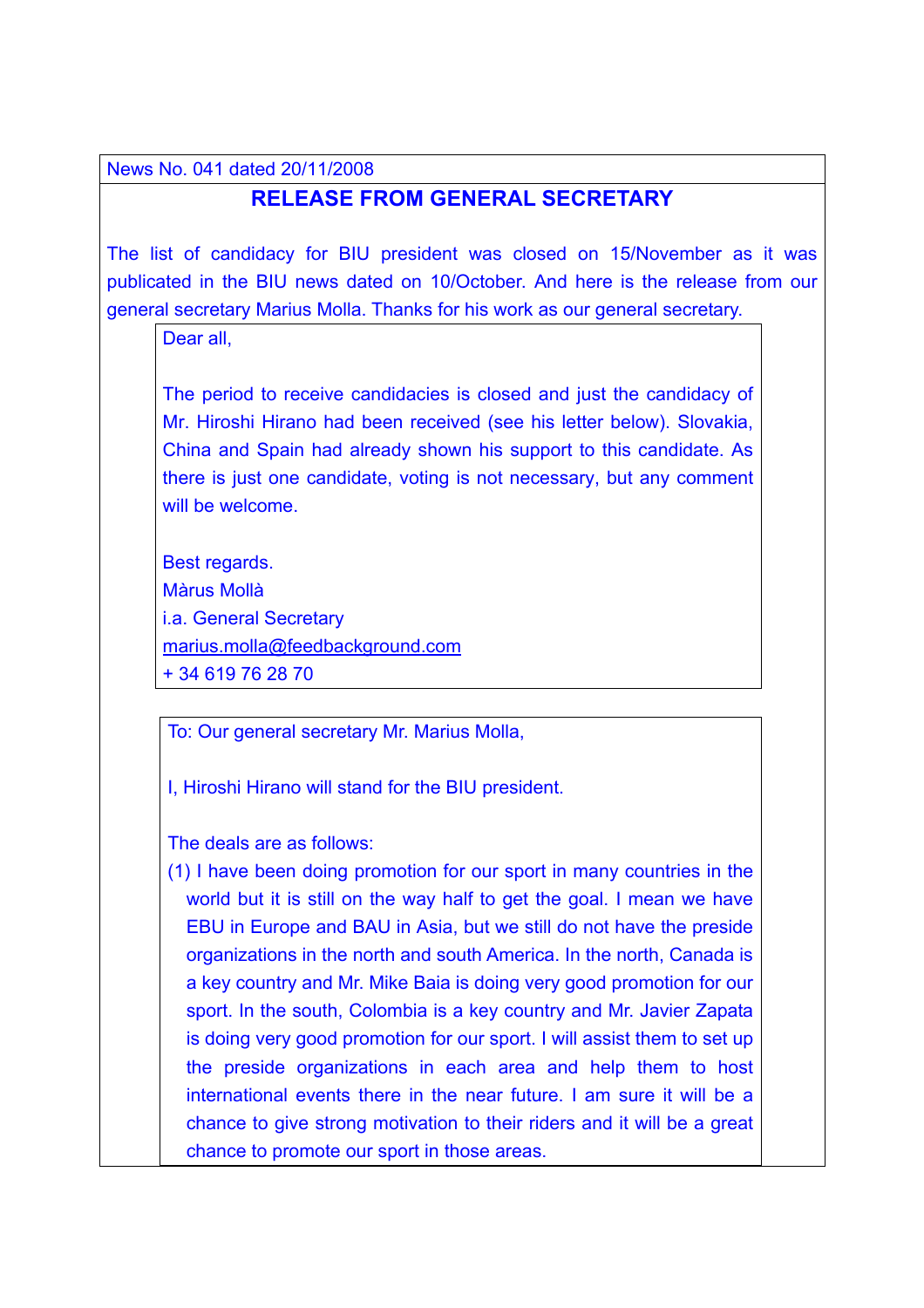News No. 041 dated 20/11/2008

## RELEASE FROM GENERAL SECRETARY

The list of candidacy for BIU president was closed on 15/November as it was publicated in the BIU news dated on 10/October. And here is the release from our general secretary Marius Molla. Thanks for his work as our general secretary.

> Dear all,
>
> The period to receive candidacies is closed and just the candidacy of Mr. Hiroshi Hirano had been received (see his letter below). Slovakia, China and Spain had already shown his support to this candidate. As there is just one candidate, voting is not necessary, but any comment will be welcome.
>
> Best regards.
> Màrus Mollà
> i.a. General Secretary
> marius.molla@feedbackground.com
> + 34 619 76 28 70

> To: Our general secretary Mr. Marius Molla,
>
> I, Hiroshi Hirano will stand for the BIU president.
>
> The deals are as follows:
>
> (1) I have been doing promotion for our sport in many countries in the world but it is still on the way half to get the goal. I mean we have EBU in Europe and BAU in Asia, but we still do not have the preside organizations in the north and south America. In the north, Canada is a key country and Mr. Mike Baia is doing very good promotion for our sport. In the south, Colombia is a key country and Mr. Javier Zapata is doing very good promotion for our sport. I will assist them to set up the preside organizations in each area and help them to host international events there in the near future. I am sure it will be a chance to give strong motivation to their riders and it will be a great chance to promote our sport in those areas.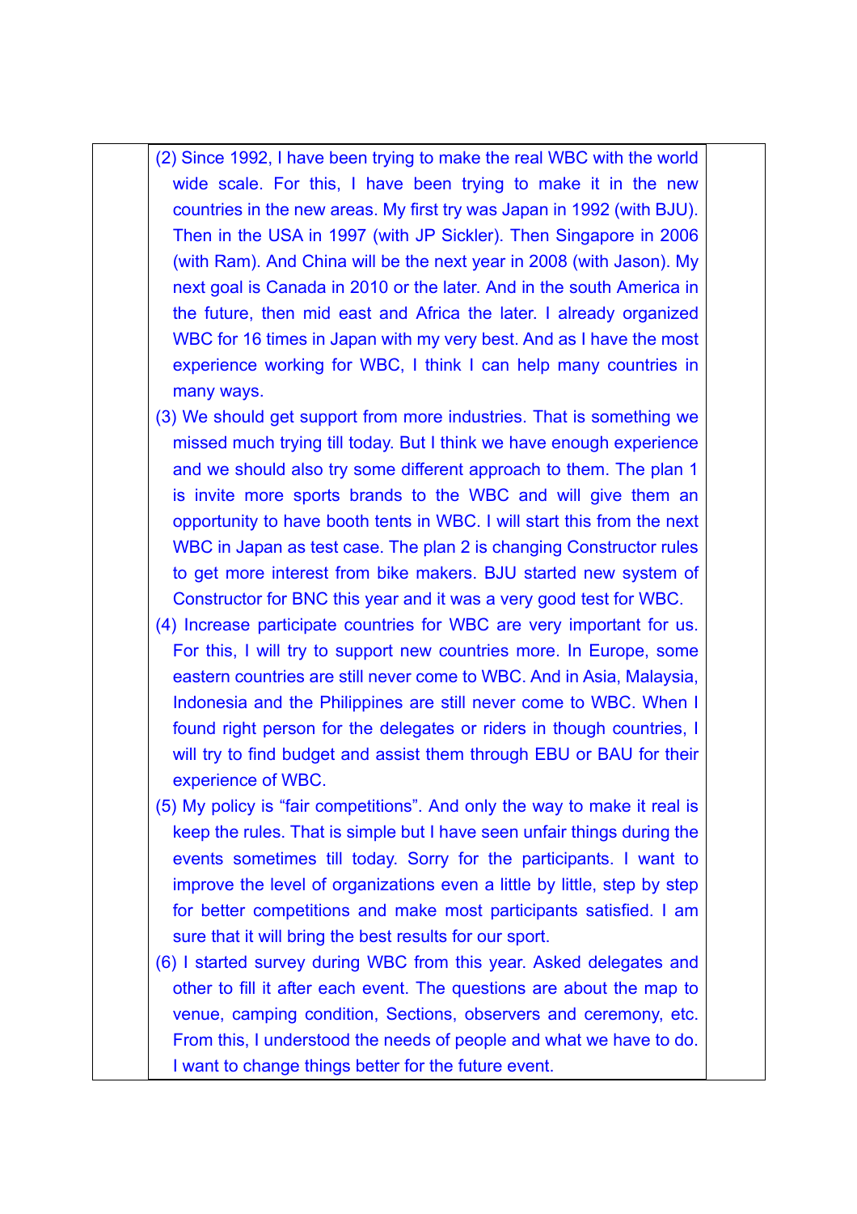(2) Since 1992, I have been trying to make the real WBC with the world wide scale. For this, I have been trying to make it in the new countries in the new areas. My first try was Japan in 1992 (with BJU). Then in the USA in 1997 (with JP Sickler). Then Singapore in 2006 (with Ram). And China will be the next year in 2008 (with Jason). My next goal is Canada in 2010 or the later. And in the south America in the future, then mid east and Africa the later. I already organized WBC for 16 times in Japan with my very best. And as I have the most experience working for WBC, I think I can help many countries in many ways.

(3) We should get support from more industries. That is something we missed much trying till today. But I think we have enough experience and we should also try some different approach to them. The plan 1 is invite more sports brands to the WBC and will give them an opportunity to have booth tents in WBC. I will start this from the next WBC in Japan as test case. The plan 2 is changing Constructor rules to get more interest from bike makers. BJU started new system of Constructor for BNC this year and it was a very good test for WBC.

(4) Increase participate countries for WBC are very important for us. For this, I will try to support new countries more. In Europe, some eastern countries are still never come to WBC. And in Asia, Malaysia, Indonesia and the Philippines are still never come to WBC. When I found right person for the delegates or riders in though countries, I will try to find budget and assist them through EBU or BAU for their experience of WBC.

(5) My policy is "fair competitions". And only the way to make it real is keep the rules. That is simple but I have seen unfair things during the events sometimes till today. Sorry for the participants. I want to improve the level of organizations even a little by little, step by step for better competitions and make most participants satisfied. I am sure that it will bring the best results for our sport.

(6) I started survey during WBC from this year. Asked delegates and other to fill it after each event. The questions are about the map to venue, camping condition, Sections, observers and ceremony, etc. From this, I understood the needs of people and what we have to do. I want to change things better for the future event.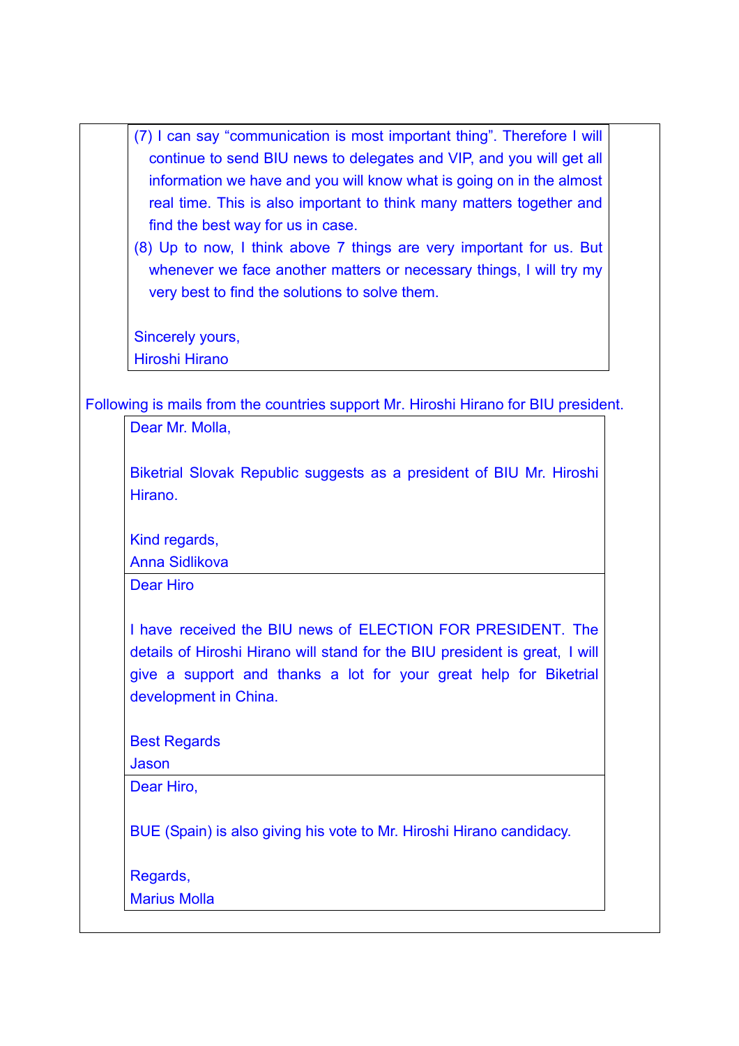(7) I can say "communication is most important thing". Therefore I will continue to send BIU news to delegates and VIP, and you will get all information we have and you will know what is going on in the almost real time. This is also important to think many matters together and find the best way for us in case.

(8) Up to now, I think above 7 things are very important for us. But whenever we face another matters or necessary things, I will try my very best to find the solutions to solve them.

Sincerely yours,
Hiroshi Hirano

Following is mails from the countries support Mr. Hiroshi Hirano for BIU president.

Dear Mr. Molla,

Biketrial Slovak Republic suggests as a president of BIU Mr. Hiroshi Hirano.

Kind regards,
Anna Sidlikova

---

Dear Hiro

I have received the BIU news of ELECTION FOR PRESIDENT. The details of Hiroshi Hirano will stand for the BIU president is great, I will give a support and thanks a lot for your great help for Biketrial development in China.

Best Regards
Jason

---

Dear Hiro,

BUE (Spain) is also giving his vote to Mr. Hiroshi Hirano candidacy.

Regards,
Marius Molla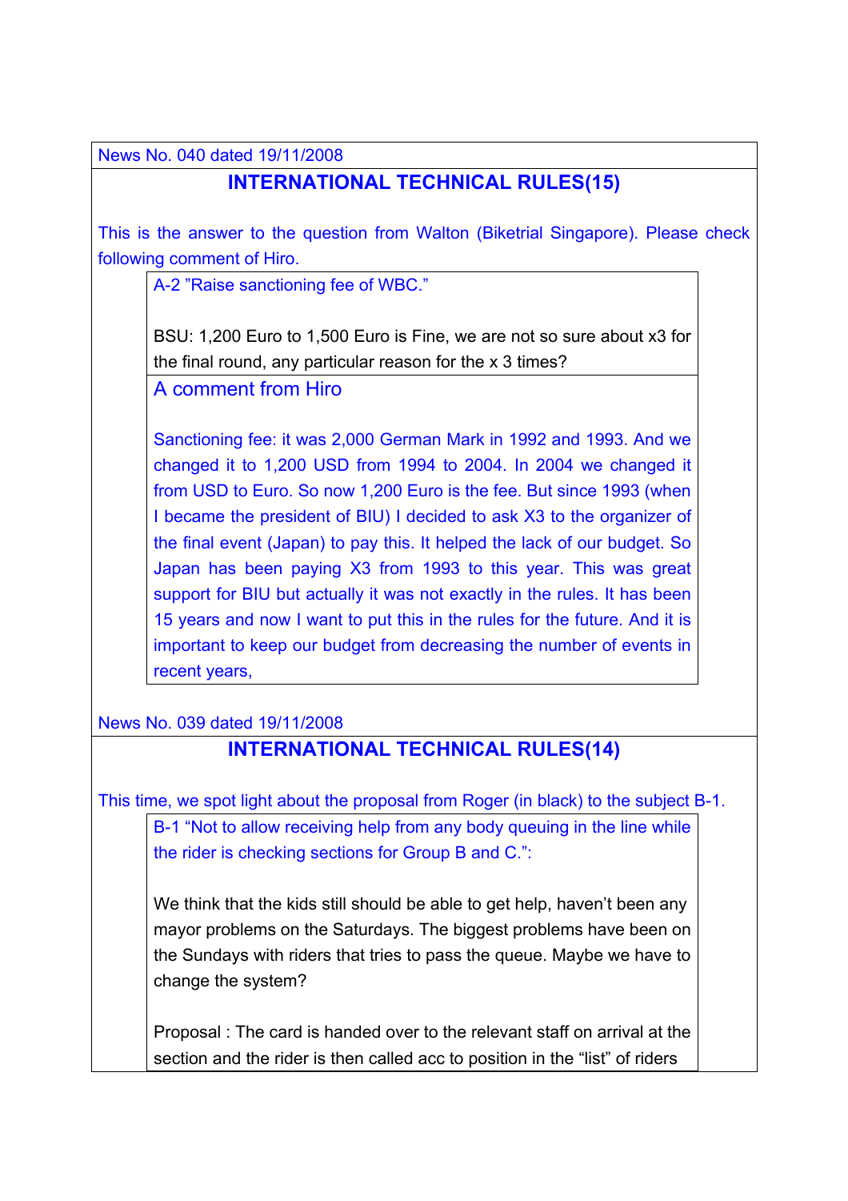News No. 040 dated 19/11/2008

## INTERNATIONAL TECHNICAL RULES(15)

This is the answer to the question from Walton (Biketrial Singapore). Please check following comment of Hiro.

> A-2 "Raise sanctioning fee of WBC."
>
> BSU: 1,200 Euro to 1,500 Euro is Fine, we are not so sure about x3 for the final round, any particular reason for the x 3 times?
>
> A comment from Hiro
>
> Sanctioning fee: it was 2,000 German Mark in 1992 and 1993. And we changed it to 1,200 USD from 1994 to 2004. In 2004 we changed it from USD to Euro. So now 1,200 Euro is the fee. But since 1993 (when I became the president of BIU) I decided to ask X3 to the organizer of the final event (Japan) to pay this. It helped the lack of our budget. So Japan has been paying X3 from 1993 to this year. This was great support for BIU but actually it was not exactly in the rules. It has been 15 years and now I want to put this in the rules for the future. And it is important to keep our budget from decreasing the number of events in recent years,

News No. 039 dated 19/11/2008

## INTERNATIONAL TECHNICAL RULES(14)

This time, we spot light about the proposal from Roger (in black) to the subject B-1.

> B-1 "Not to allow receiving help from any body queuing in the line while the rider is checking sections for Group B and C.":
>
> We think that the kids still should be able to get help, haven't been any mayor problems on the Saturdays. The biggest problems have been on the Sundays with riders that tries to pass the queue. Maybe we have to change the system?
>
> Proposal : The card is handed over to the relevant staff on arrival at the section and the rider is then called acc to position in the "list" of riders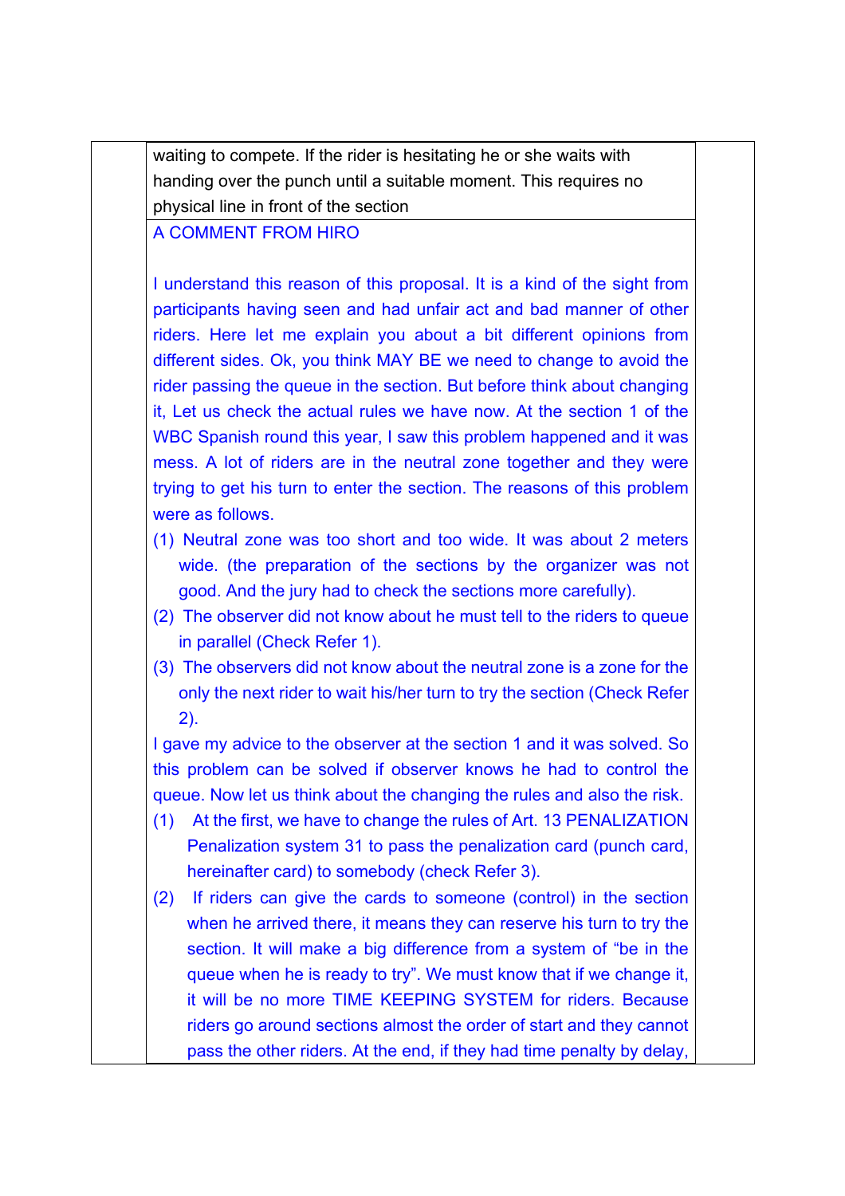waiting to compete. If the rider is hesitating he or she waits with handing over the punch until a suitable moment. This requires no physical line in front of the section

A COMMENT FROM HIRO

I understand this reason of this proposal. It is a kind of the sight from participants having seen and had unfair act and bad manner of other riders. Here let me explain you about a bit different opinions from different sides. Ok, you think MAY BE we need to change to avoid the rider passing the queue in the section. But before think about changing it, Let us check the actual rules we have now. At the section 1 of the WBC Spanish round this year, I saw this problem happened and it was mess. A lot of riders are in the neutral zone together and they were trying to get his turn to enter the section. The reasons of this problem were as follows.

(1) Neutral zone was too short and too wide. It was about 2 meters wide. (the preparation of the sections by the organizer was not good. And the jury had to check the sections more carefully).
(2) The observer did not know about he must tell to the riders to queue in parallel (Check Refer 1).
(3) The observers did not know about the neutral zone is a zone for the only the next rider to wait his/her turn to try the section (Check Refer 2).

I gave my advice to the observer at the section 1 and it was solved. So this problem can be solved if observer knows he had to control the queue. Now let us think about the changing the rules and also the risk.

(1) At the first, we have to change the rules of Art. 13 PENALIZATION Penalization system 31 to pass the penalization card (punch card, hereinafter card) to somebody (check Refer 3).
(2) If riders can give the cards to someone (control) in the section when he arrived there, it means they can reserve his turn to try the section. It will make a big difference from a system of "be in the queue when he is ready to try". We must know that if we change it, it will be no more TIME KEEPING SYSTEM for riders. Because riders go around sections almost the order of start and they cannot pass the other riders. At the end, if they had time penalty by delay,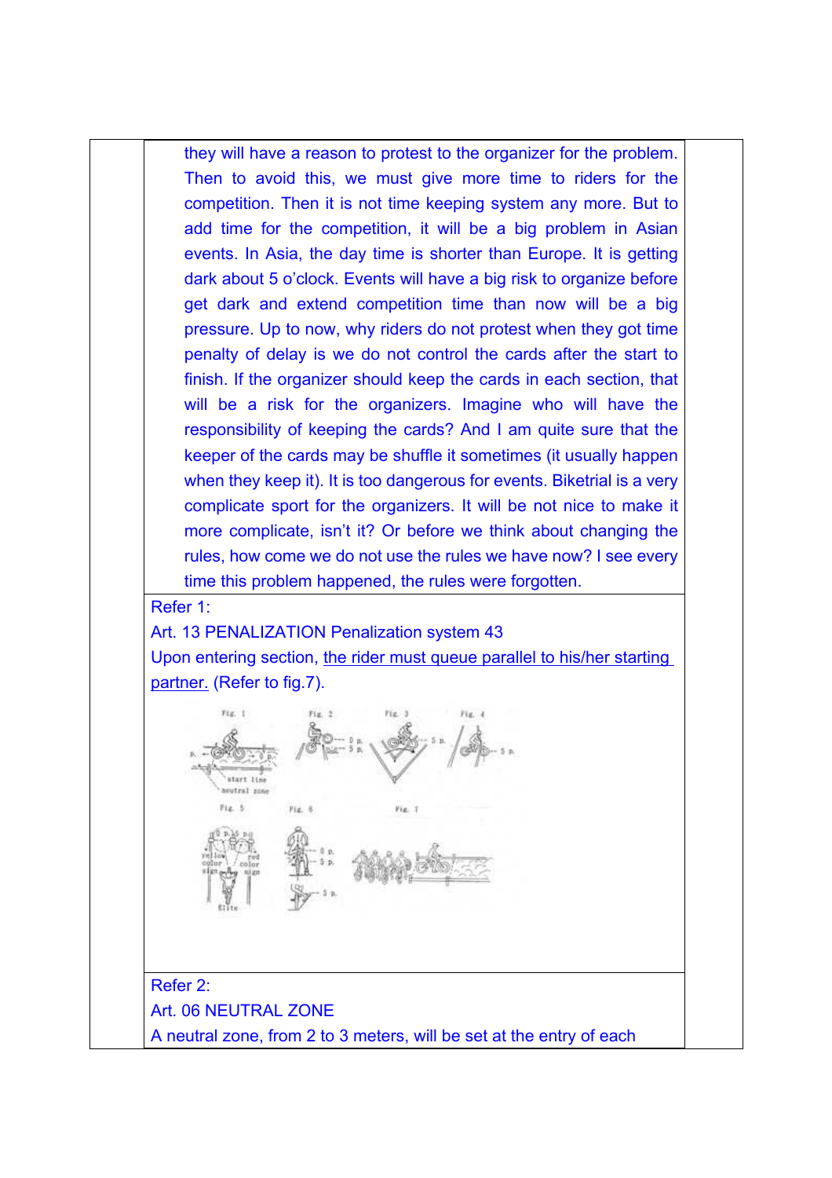they will have a reason to protest to the organizer for the problem. Then to avoid this, we must give more time to riders for the competition. Then it is not time keeping system any more. But to add time for the competition, it will be a big problem in Asian events. In Asia, the day time is shorter than Europe. It is getting dark about 5 o'clock. Events will have a big risk to organize before get dark and extend competition time than now will be a big pressure. Up to now, why riders do not protest when they got time penalty of delay is we do not control the cards after the start to finish. If the organizer should keep the cards in each section, that will be a risk for the organizers. Imagine who will have the responsibility of keeping the cards? And I am quite sure that the keeper of the cards may be shuffle it sometimes (it usually happen when they keep it). It is too dangerous for events. Biketrial is a very complicate sport for the organizers. It will be not nice to make it more complicate, isn't it? Or before we think about changing the rules, how come we do not use the rules we have now? I see every time this problem happened, the rules were forgotten.

Refer 1:

Art. 13 PENALIZATION Penalization system 43

Upon entering section, <u>the rider must queue parallel to his/her starting partner.</u> (Refer to fig.7).

Refer 2:

Art. 06 NEUTRAL ZONE

A neutral zone, from 2 to 3 meters, will be set at the entry of each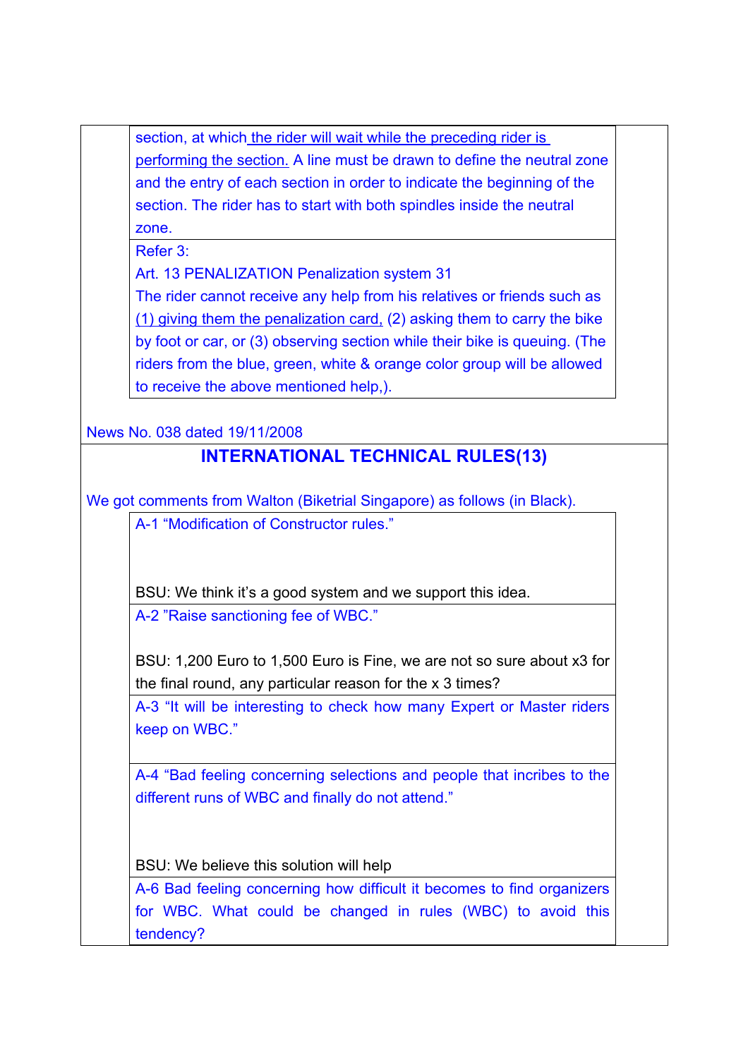section, at which the rider will wait while the preceding rider is performing the section. A line must be drawn to define the neutral zone and the entry of each section in order to indicate the beginning of the section. The rider has to start with both spindles inside the neutral zone.

Refer 3:
Art. 13 PENALIZATION Penalization system 31
The rider cannot receive any help from his relatives or friends such as (1) giving them the penalization card, (2) asking them to carry the bike by foot or car, or (3) observing section while their bike is queuing. (The riders from the blue, green, white & orange color group will be allowed to receive the above mentioned help,).

News No. 038 dated 19/11/2008

## INTERNATIONAL TECHNICAL RULES(13)

We got comments from Walton (Biketrial Singapore) as follows (in Black).

A-1 "Modification of Constructor rules."

BSU: We think it's a good system and we support this idea.

A-2 "Raise sanctioning fee of WBC."

BSU: 1,200 Euro to 1,500 Euro is Fine, we are not so sure about x3 for the final round, any particular reason for the x 3 times?

A-3 "It will be interesting to check how many Expert or Master riders keep on WBC."

A-4 "Bad feeling concerning selections and people that incribes to the different runs of WBC and finally do not attend."

BSU: We believe this solution will help

A-6 Bad feeling concerning how difficult it becomes to find organizers for WBC. What could be changed in rules (WBC) to avoid this tendency?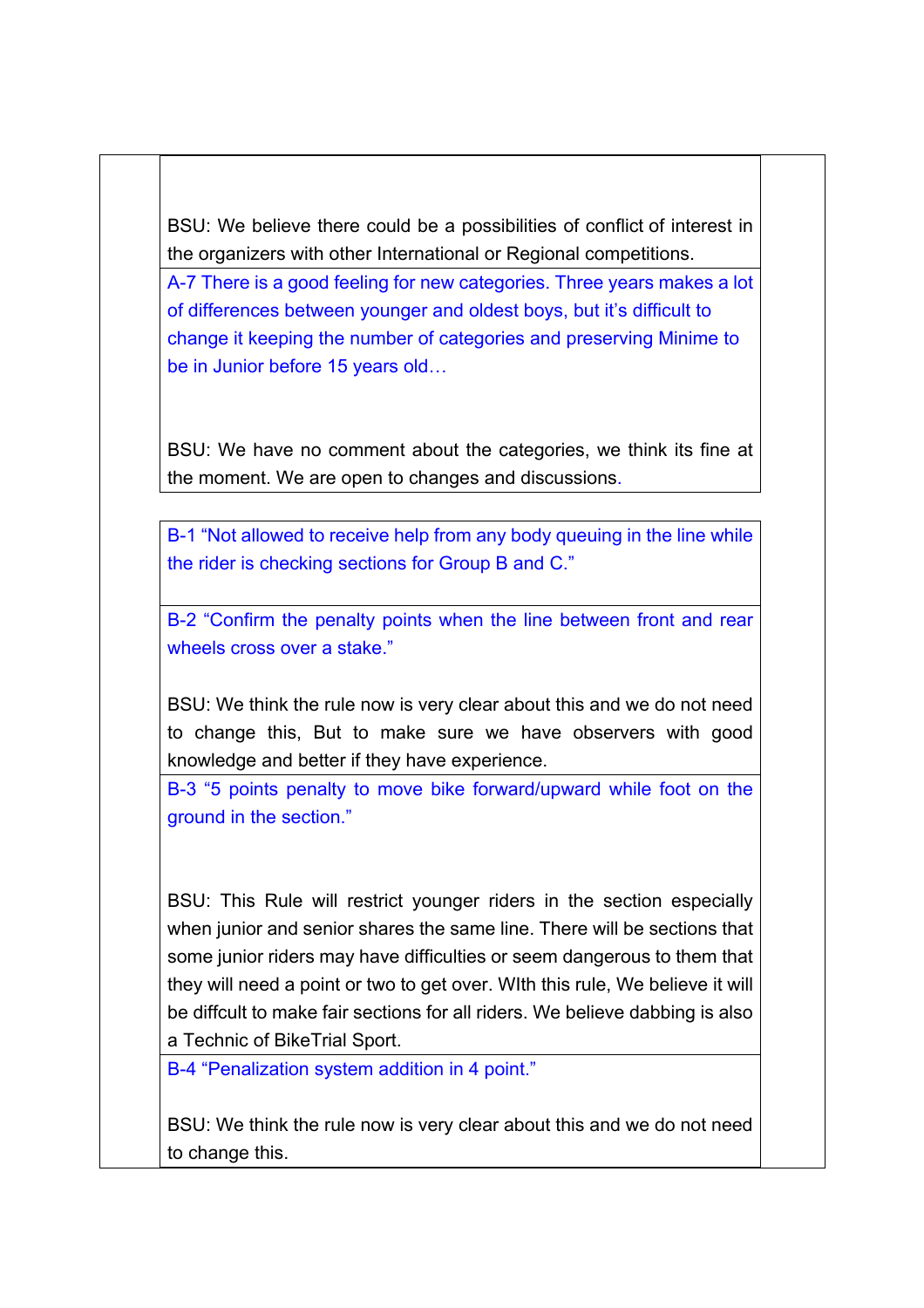BSU: We believe there could be a possibilities of conflict of interest in the organizers with other International or Regional competitions.

A-7 There is a good feeling for new categories. Three years makes a lot of differences between younger and oldest boys, but it's difficult to change it keeping the number of categories and preserving Minime to be in Junior before 15 years old…

BSU: We have no comment about the categories, we think its fine at the moment. We are open to changes and discussions.

B-1 "Not allowed to receive help from any body queuing in the line while the rider is checking sections for Group B and C."

B-2 "Confirm the penalty points when the line between front and rear wheels cross over a stake."

BSU: We think the rule now is very clear about this and we do not need to change this, But to make sure we have observers with good knowledge and better if they have experience.

B-3 "5 points penalty to move bike forward/upward while foot on the ground in the section."

BSU: This Rule will restrict younger riders in the section especially when junior and senior shares the same line. There will be sections that some junior riders may have difficulties or seem dangerous to them that they will need a point or two to get over. WIth this rule, We believe it will be diffcult to make fair sections for all riders. We believe dabbing is also a Technic of BikeTrial Sport.

B-4 "Penalization system addition in 4 point."

BSU: We think the rule now is very clear about this and we do not need to change this.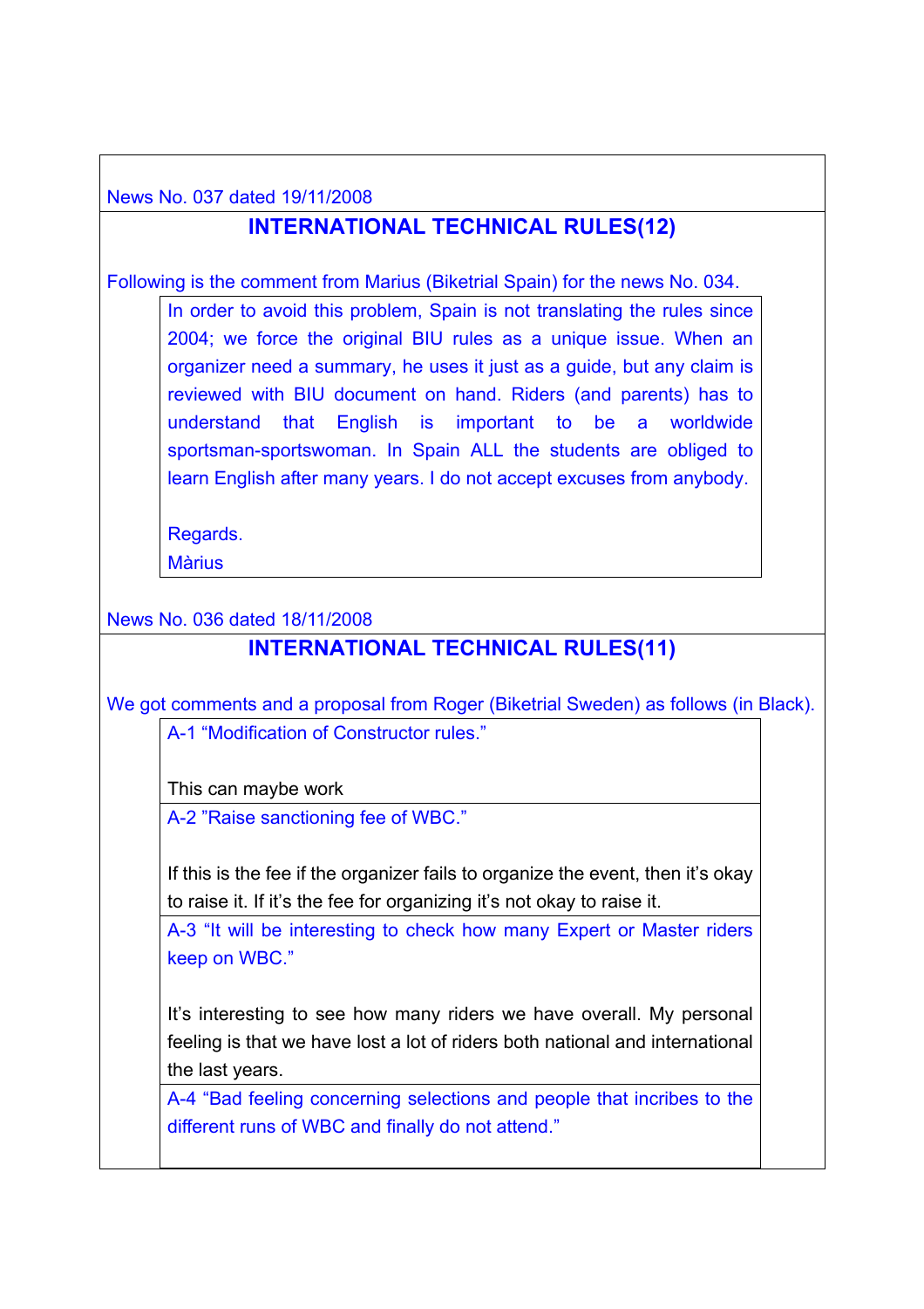News No. 037 dated 19/11/2008

## INTERNATIONAL TECHNICAL RULES(12)

Following is the comment from Marius (Biketrial Spain) for the news No. 034.

> In order to avoid this problem, Spain is not translating the rules since 2004; we force the original BIU rules as a unique issue. When an organizer need a summary, he uses it just as a guide, but any claim is reviewed with BIU document on hand. Riders (and parents) has to understand that English is important to be a worldwide sportsman-sportswoman. In Spain ALL the students are obliged to learn English after many years. I do not accept excuses from anybody.
>
> Regards.
> Màrius

News No. 036 dated 18/11/2008

## INTERNATIONAL TECHNICAL RULES(11)

We got comments and a proposal from Roger (Biketrial Sweden) as follows (in Black).

> A-1 "Modification of Constructor rules."
>
> This can maybe work

> A-2 "Raise sanctioning fee of WBC."
>
> If this is the fee if the organizer fails to organize the event, then it's okay to raise it. If it's the fee for organizing it's not okay to raise it.

> A-3 "It will be interesting to check how many Expert or Master riders keep on WBC."
>
> It's interesting to see how many riders we have overall. My personal feeling is that we have lost a lot of riders both national and international the last years.

> A-4 "Bad feeling concerning selections and people that incribes to the different runs of WBC and finally do not attend."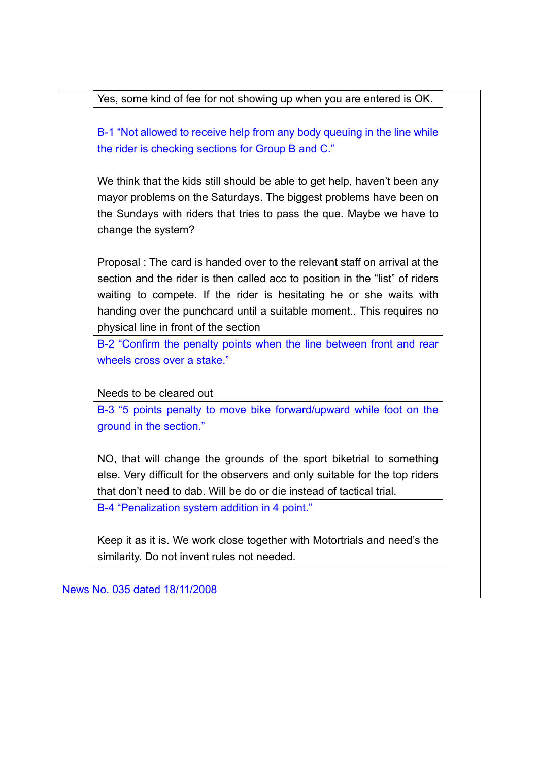Yes, some kind of fee for not showing up when you are entered is OK.

B-1 "Not allowed to receive help from any body queuing in the line while the rider is checking sections for Group B and C."

We think that the kids still should be able to get help, haven't been any mayor problems on the Saturdays. The biggest problems have been on the Sundays with riders that tries to pass the que. Maybe we have to change the system?

Proposal : The card is handed over to the relevant staff on arrival at the section and the rider is then called acc to position in the "list" of riders waiting to compete. If the rider is hesitating he or she waits with handing over the punchcard until a suitable moment.. This requires no physical line in front of the section

B-2 "Confirm the penalty points when the line between front and rear wheels cross over a stake."

Needs to be cleared out

B-3 "5 points penalty to move bike forward/upward while foot on the ground in the section."

NO, that will change the grounds of the sport biketrial to something else. Very difficult for the observers and only suitable for the top riders that don't need to dab. Will be do or die instead of tactical trial.

B-4 "Penalization system addition in 4 point."

Keep it as it is. We work close together with Motortrials and need's the similarity. Do not invent rules not needed.

News No. 035 dated 18/11/2008